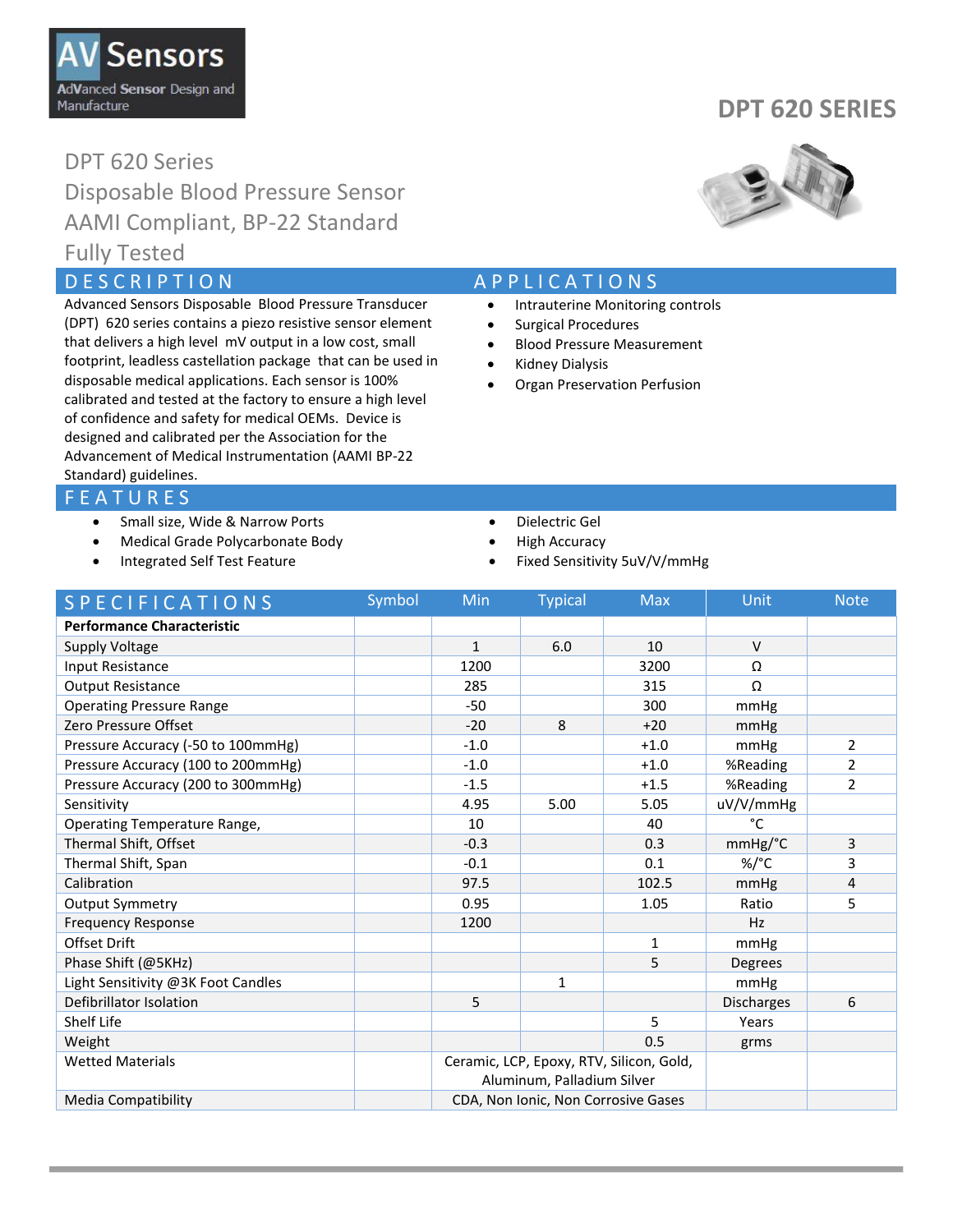AV Sensors

AdVanced Sensor Design and Manufacture

# DPT 620 SERIES

## DPT 620 Series
## Disposable Blood Pressure Sensor
## AAMI Compliant, BP-22 Standard
## Fully Tested

## DESCRIPTION

Advanced Sensors Disposable Blood Pressure Transducer (DPT) 620 series contains a piezo resistive sensor element that delivers a high level mV output in a low cost, small footprint, leadless castellation package that can be used in disposable medical applications. Each sensor is 100% calibrated and tested at the factory to ensure a high level of confidence and safety for medical OEMs. Device is designed and calibrated per the Association for the Advancement of Medical Instrumentation (AAMI BP-22 Standard) guidelines.

## APPLICATIONS

- Intrauterine Monitoring controls
- Surgical Procedures
- Blood Pressure Measurement
- Kidney Dialysis
- Organ Preservation Perfusion

## FEATURES

- Small size, Wide & Narrow Ports
- Medical Grade Polycarbonate Body
- Integrated Self Test Feature
- Dielectric Gel
- High Accuracy
- Fixed Sensitivity 5uV/V/mmHg

| SPECIFICATIONS | Symbol | Min | Typical | Max | Unit | Note |
|---|---|---|---|---|---|---|
| **Performance Characteristic** | | | | | | |
| Supply Voltage | | 1 | 6.0 | 10 | V | |
| Input Resistance | | 1200 | | 3200 | Ω | |
| Output Resistance | | 285 | | 315 | Ω | |
| Operating Pressure Range | | -50 | | 300 | mmHg | |
| Zero Pressure Offset | | -20 | 8 | +20 | mmHg | |
| Pressure Accuracy (-50 to 100mmHg) | | -1.0 | | +1.0 | mmHg | 2 |
| Pressure Accuracy (100 to 200mmHg) | | -1.0 | | +1.0 | %Reading | 2 |
| Pressure Accuracy (200 to 300mmHg) | | -1.5 | | +1.5 | %Reading | 2 |
| Sensitivity | | 4.95 | 5.00 | 5.05 | uV/V/mmHg | |
| Operating Temperature Range, | | 10 | | 40 | °C | |
| Thermal Shift, Offset | | -0.3 | | 0.3 | mmHg/°C | 3 |
| Thermal Shift, Span | | -0.1 | | 0.1 | %/°C | 3 |
| Calibration | | 97.5 | | 102.5 | mmHg | 4 |
| Output Symmetry | | 0.95 | | 1.05 | Ratio | 5 |
| Frequency Response | | 1200 | | | Hz | |
| Offset Drift | | | | 1 | mmHg | |
| Phase Shift (@5KHz) | | | | 5 | Degrees | |
| Light Sensitivity @3K Foot Candles | | | 1 | | mmHg | |
| Defibrillator Isolation | | 5 | | | Discharges | 6 |
| Shelf Life | | | | 5 | Years | |
| Weight | | | | 0.5 | grms | |
| Wetted Materials | | Ceramic, LCP, Epoxy, RTV, Silicon, Gold, Aluminum, Palladium Silver | | | | |
| Media Compatibility | | CDA, Non Ionic, Non Corrosive Gases | | | | |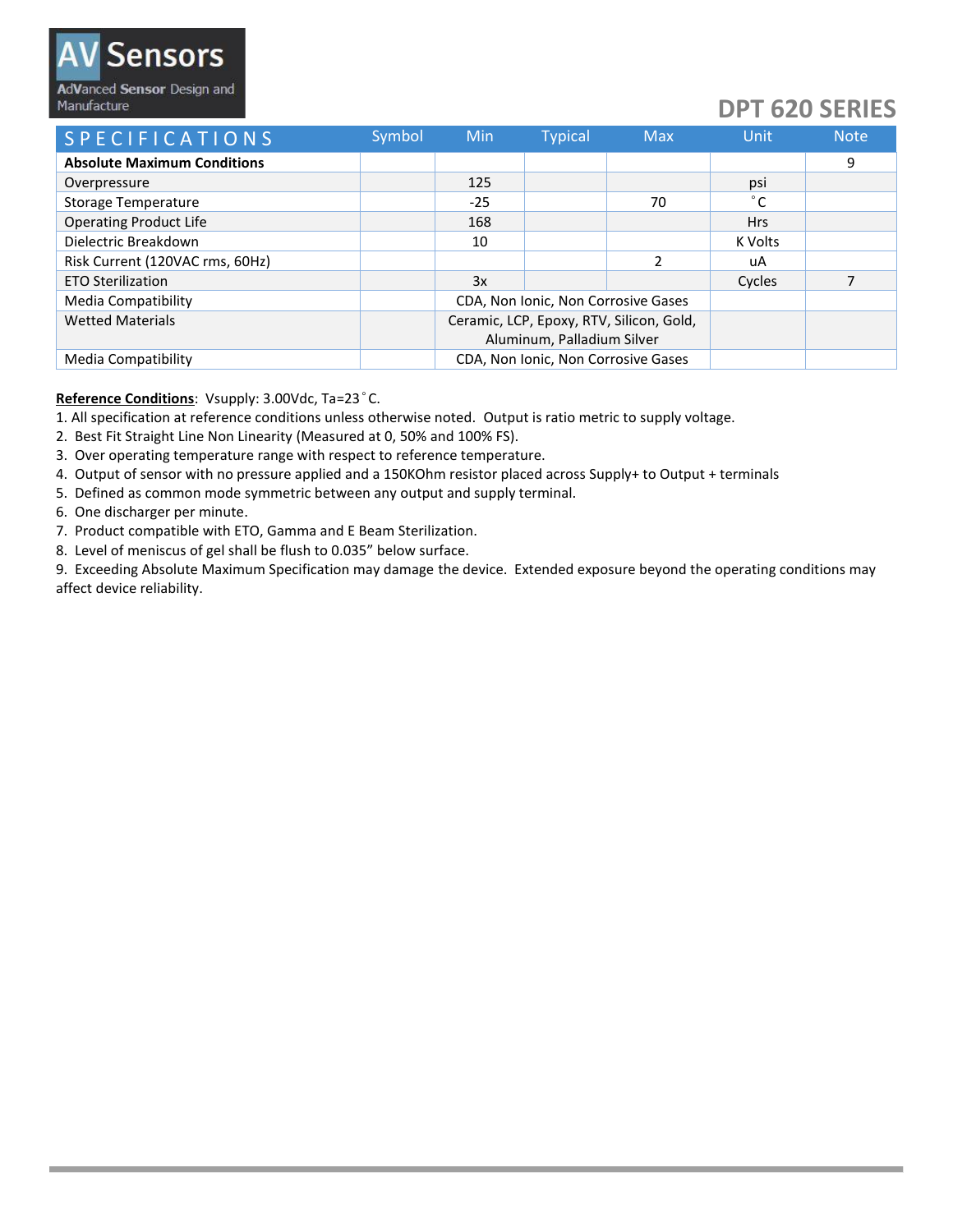# DPT 620 SERIES

| SPECIFICATIONS | Symbol | Min | Typical | Max | Unit | Note |
|---|---|---|---|---|---|---|
| **Absolute Maximum Conditions** | | | | | | 9 |
| Overpressure | | 125 | | | psi | |
| Storage Temperature | | -25 | | 70 | ˚C | |
| Operating Product Life | | 168 | | | Hrs | |
| Dielectric Breakdown | | 10 | | | K Volts | |
| Risk Current (120VAC rms, 60Hz) | | | | 2 | uA | |
| ETO Sterilization | | 3x | | | Cycles | 7 |
| Media Compatibility | | CDA, Non Ionic, Non Corrosive Gases | | | | |
| Wetted Materials | | Ceramic, LCP, Epoxy, RTV, Silicon, Gold, Aluminum, Palladium Silver | | | | |
| Media Compatibility | | CDA, Non Ionic, Non Corrosive Gases | | | | |

**Reference Conditions**: Vsupply: 3.00Vdc, Ta=23˚C.

1. All specification at reference conditions unless otherwise noted. Output is ratio metric to supply voltage.
2. Best Fit Straight Line Non Linearity (Measured at 0, 50% and 100% FS).
3. Over operating temperature range with respect to reference temperature.
4. Output of sensor with no pressure applied and a 150KOhm resistor placed across Supply+ to Output + terminals
5. Defined as common mode symmetric between any output and supply terminal.
6. One discharger per minute.
7. Product compatible with ETO, Gamma and E Beam Sterilization.
8. Level of meniscus of gel shall be flush to 0.035" below surface.
9. Exceeding Absolute Maximum Specification may damage the device. Extended exposure beyond the operating conditions may affect device reliability.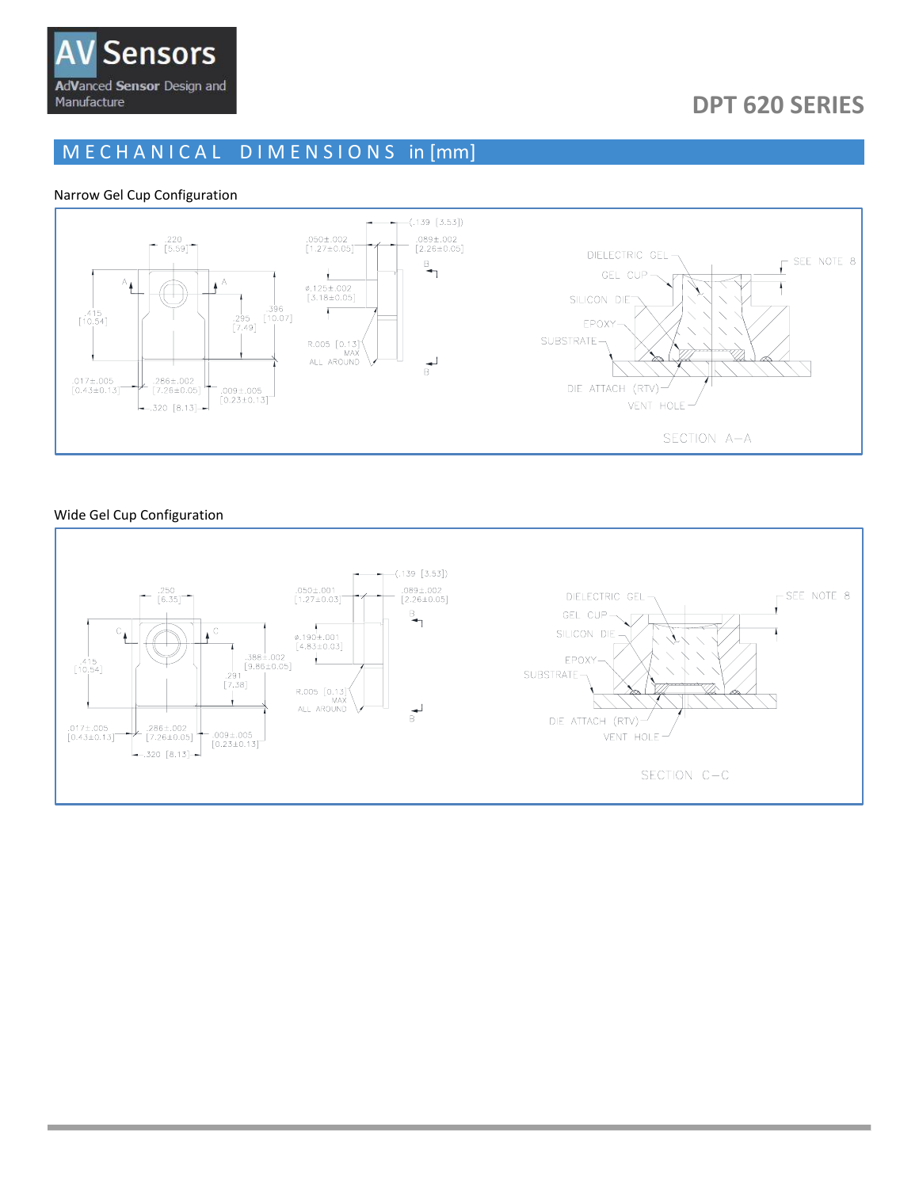# DPT 620 SERIES

## MECHANICAL DIMENSIONS in [mm]

### Narrow Gel Cup Configuration

.220
[5.59]

.415
[10.54]

.295
[7.49]

.396
[10.07]

.017±.005
[0.43±0.13]

.286±.002
[7.26±0.05]

.009±.005
[0.23±0.13]

.320 [8.13]

(.139 [3.53])

.050±.002
[1.27±0.05]

.089±.002
[2.26±0.05]

ø.125±.002
[3.18±0.05]

R.005 [0.13]
MAX
ALL AROUND

DIELECTRIC GEL

GEL CUP

SILICON DIE

EPOXY

SUBSTRATE

SEE NOTE 8

DIE ATTACH (RTV)

VENT HOLE

SECTION A–A

### Wide Gel Cup Configuration

.250
[6.35]

.415
[10.54]

.291
[7.38]

.388±.002
[9.86±0.05]

.017±.005
[0.43±0.13]

.286±.002
[7.26±0.05]

.009±.005
[0.23±0.13]

.320 [8.13]

(.139 [3.53])

.050±.001
[1.27±0.03]

.089±.002
[2.26±0.05]

ø.190±.001
[4.83±0.03]

R.005 [0.13]
MAX
ALL AROUND

DIELECTRIC GEL

GEL CUP

SILICON DIE

EPOXY

SUBSTRATE

SEE NOTE 8

DIE ATTACH (RTV)

VENT HOLE

SECTION C–C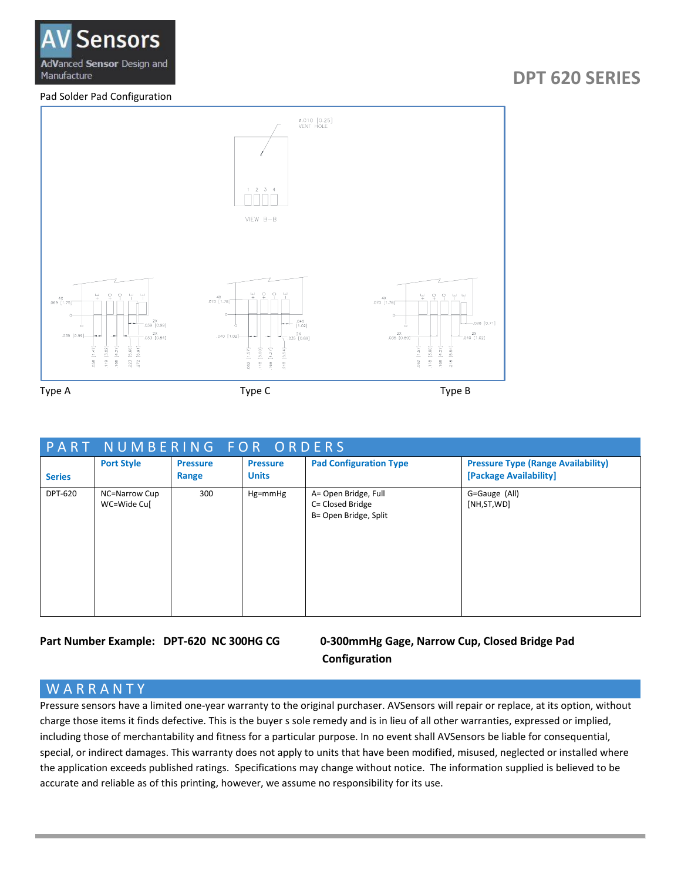# DPT 620 SERIES

Pad Solder Pad Configuration

ø.010 [0.25] VENT HOLE

1 2 3 4

VIEW B–B

Type A

Type C

Type B

## PART NUMBERING FOR ORDERS

| Series | Port Style | Pressure Range | Pressure Units | Pad Configuration Type | Pressure Type (Range Availability) [Package Availability] |
|---|---|---|---|---|---|
| DPT-620 | NC=Narrow Cup<br>WC=Wide Cu[ | 300 | Hg=mmHg | A= Open Bridge, Full<br>C= Closed Bridge<br>B= Open Bridge, Split | G=Gauge (All)<br>[NH,ST,WD] |

**Part Number Example: DPT-620 NC 300HG CG** **0-300mmHg Gage, Narrow Cup, Closed Bridge Pad Configuration**

## WARRANTY

Pressure sensors have a limited one-year warranty to the original purchaser. AVSensors will repair or replace, at its option, without charge those items it finds defective. This is the buyer s sole remedy and is in lieu of all other warranties, expressed or implied, including those of merchantability and fitness for a particular purpose. In no event shall AVSensors be liable for consequential, special, or indirect damages. This warranty does not apply to units that have been modified, misused, neglected or installed where the application exceeds published ratings. Specifications may change without notice. The information supplied is believed to be accurate and reliable as of this printing, however, we assume no responsibility for its use.